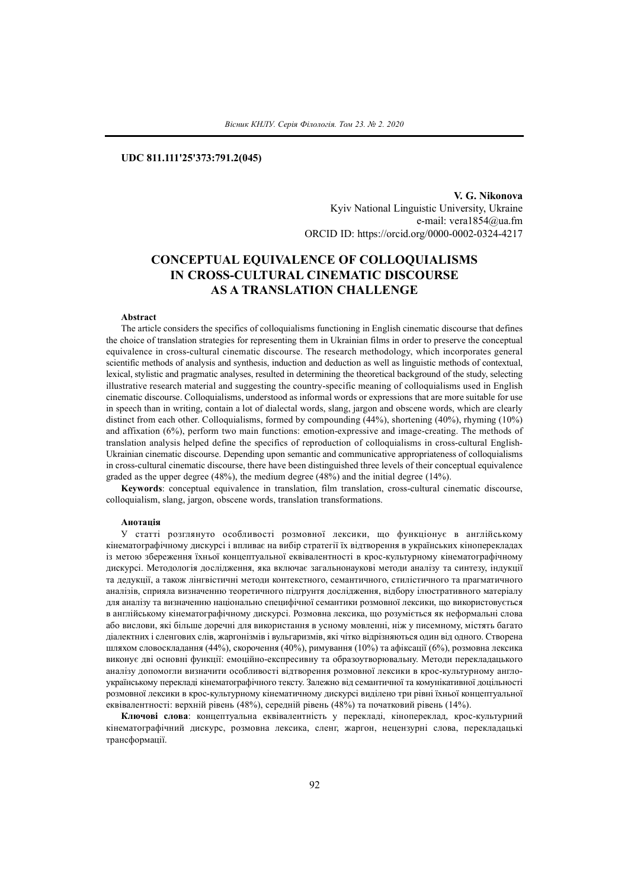**UDC 811.111'25'373:791.2(045)**

**V. G. Nikonova**
Kyiv National Linguistic University, Ukraine
e-mail: vera1854@ua.fm
ORCID ID: https://orcid.org/0000-0002-0324-4217

# CONCEPTUAL EQUIVALENCE OF COLLOQUIALISMS IN CROSS-CULTURAL CINEMATIC DISCOURSE AS A TRANSLATION CHALLENGE

**Abstract**

The article considers the specifics of colloquialisms functioning in English cinematic discourse that defines the choice of translation strategies for representing them in Ukrainian films in order to preserve the conceptual equivalence in cross-cultural cinematic discourse. The research methodology, which incorporates general scientific methods of analysis and synthesis, induction and deduction as well as linguistic methods of contextual, lexical, stylistic and pragmatic analyses, resulted in determining the theoretical background of the study, selecting illustrative research material and suggesting the country-specific meaning of colloquialisms used in English cinematic discourse. Colloquialisms, understood as informal words or expressions that are more suitable for use in speech than in writing, contain a lot of dialectal words, slang, jargon and obscene words, which are clearly distinct from each other. Colloquialisms, formed by compounding (44%), shortening (40%), rhyming (10%) and affixation (6%), perform two main functions: emotion-expressive and image-creating. The methods of translation analysis helped define the specifics of reproduction of colloquialisms in cross-cultural English-Ukrainian cinematic discourse. Depending upon semantic and communicative appropriateness of colloquialisms in cross-cultural cinematic discourse, there have been distinguished three levels of their conceptual equivalence graded as the upper degree (48%), the medium degree (48%) and the initial degree (14%).

**Keywords**: conceptual equivalence in translation, film translation, cross-cultural cinematic discourse, colloquialism, slang, jargon, obscene words, translation transformations.

**Анотація**

У статті розглянуто особливості розмовної лексики, що функціонує в англійському кінематографічному дискурсі і впливає на вибір стратегії їх відтворення в українських кіноперекладах із метою збереження їхньої концептуальної еквівалентності в крос-культурному кінематографічному дискурсі. Методологія дослідження, яка включає загальнонаукові методи аналізу та синтезу, індукції та дедукції, а також лінгвістичні методи контекстного, семантичного, стилістичного та прагматичного аналізів, сприяла визначенню теоретичного підґрунтя дослідження, відбору ілюстративного матеріалу для аналізу та визначенню національно специфічної семантики розмовної лексики, що використовується в англійському кінематографічному дискурсі. Розмовна лексика, що розуміється як неформальні слова або вислови, які більше доречні для використання в усному мовленні, ніж у писемному, містять багато діалектних і сленгових слів, жаргонізмів і вульгаризмів, які чітко відрізняються один від одного. Створена шляхом словоскладання (44%), скорочення (40%), римування (10%) та афіксації (6%), розмовна лексика виконує дві основні функції: емоційно-експресивну та образоутворювальну. Методи перекладацького аналізу допомогли визначити особливості відтворення розмовної лексики в крос-культурному англо-українському перекладі кінематографічного тексту. Залежно від семантичної та комунікативної доцільності розмовної лексики в крос-культурному кінематичному дискурсі виділено три рівні їхньої концептуальної еквівалентності: верхній рівень (48%), середній рівень (48%) та початковий рівень (14%).

**Ключові слова**: концептуальна еквівалентність у перекладі, кінопереклад, крос-культурний кінематографічний дискурс, розмовна лексика, сленг, жаргон, нецензурні слова, перекладацькі трансформації.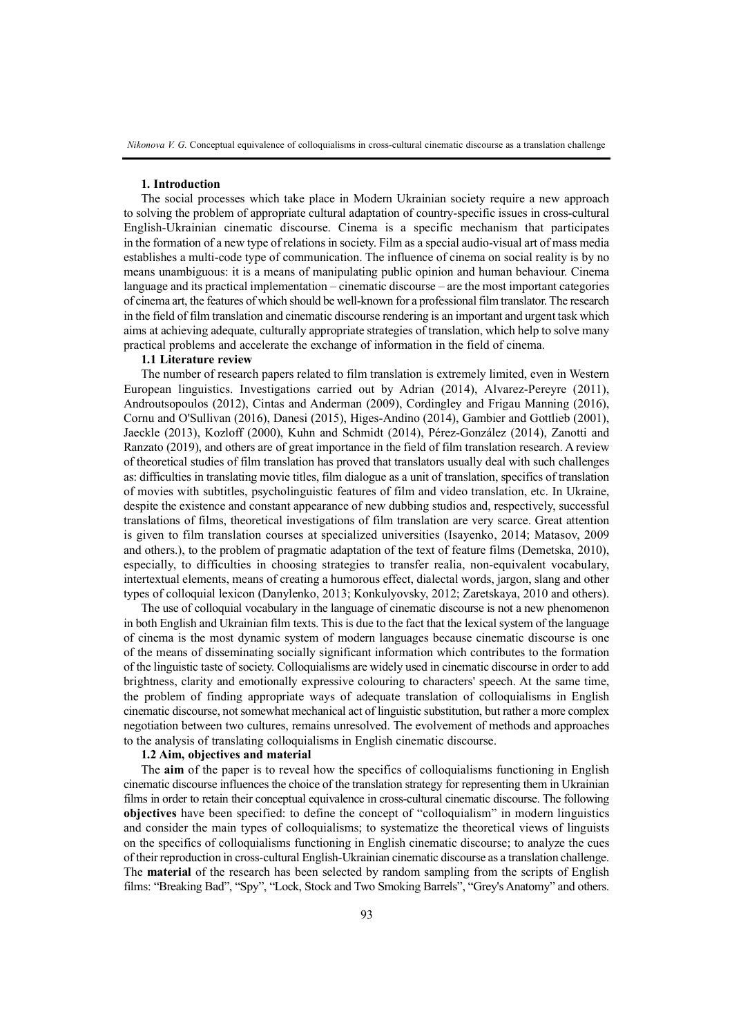## 1. Introduction

The social processes which take place in Modern Ukrainian society require a new approach to solving the problem of appropriate cultural adaptation of country-specific issues in cross-cultural English-Ukrainian cinematic discourse. Cinema is a specific mechanism that participates in the formation of a new type of relations in society. Film as a special audio-visual art of mass media establishes a multi-code type of communication. The influence of cinema on social reality is by no means unambiguous: it is a means of manipulating public opinion and human behaviour. Cinema language and its practical implementation – cinematic discourse – are the most important categories of cinema art, the features of which should be well-known for a professional film translator. The research in the field of film translation and cinematic discourse rendering is an important and urgent task which aims at achieving adequate, culturally appropriate strategies of translation, which help to solve many practical problems and accelerate the exchange of information in the field of cinema.

### 1.1 Literature review

The number of research papers related to film translation is extremely limited, even in Western European linguistics. Investigations carried out by Adrian (2014), Alvarez-Pereyre (2011), Androutsopoulos (2012), Cintas and Anderman (2009), Cordingley and Frigau Manning (2016), Cornu and O'Sullivan (2016), Danesi (2015), Higes-Andino (2014), Gambier and Gottlieb (2001), Jaeckle (2013), Kozloff (2000), Kuhn and Schmidt (2014), Pérez-González (2014), Zanotti and Ranzato (2019), and others are of great importance in the field of film translation research. A review of theoretical studies of film translation has proved that translators usually deal with such challenges as: difficulties in translating movie titles, film dialogue as a unit of translation, specifics of translation of movies with subtitles, psycholinguistic features of film and video translation, etc. In Ukraine, despite the existence and constant appearance of new dubbing studios and, respectively, successful translations of films, theoretical investigations of film translation are very scarce. Great attention is given to film translation courses at specialized universities (Isayenko, 2014; Matasov, 2009 and others.), to the problem of pragmatic adaptation of the text of feature films (Demetska, 2010), especially, to difficulties in choosing strategies to transfer realia, non-equivalent vocabulary, intertextual elements, means of creating a humorous effect, dialectal words, jargon, slang and other types of colloquial lexicon (Danylenko, 2013; Konkulyovsky, 2012; Zaretskaya, 2010 and others).

The use of colloquial vocabulary in the language of cinematic discourse is not a new phenomenon in both English and Ukrainian film texts. This is due to the fact that the lexical system of the language of cinema is the most dynamic system of modern languages because cinematic discourse is one of the means of disseminating socially significant information which contributes to the formation of the linguistic taste of society. Colloquialisms are widely used in cinematic discourse in order to add brightness, clarity and emotionally expressive colouring to characters' speech. At the same time, the problem of finding appropriate ways of adequate translation of colloquialisms in English cinematic discourse, not somewhat mechanical act of linguistic substitution, but rather a more complex negotiation between two cultures, remains unresolved. The evolvement of methods and approaches to the analysis of translating colloquialisms in English cinematic discourse.

### 1.2 Aim, objectives and material

The **aim** of the paper is to reveal how the specifics of colloquialisms functioning in English cinematic discourse influences the choice of the translation strategy for representing them in Ukrainian films in order to retain their conceptual equivalence in cross-cultural cinematic discourse. The following **objectives** have been specified: to define the concept of "colloquialism" in modern linguistics and consider the main types of colloquialisms; to systematize the theoretical views of linguists on the specifics of colloquialisms functioning in English cinematic discourse; to analyze the cues of their reproduction in cross-cultural English-Ukrainian cinematic discourse as a translation challenge. The **material** of the research has been selected by random sampling from the scripts of English films: "Breaking Bad", "Spy", "Lock, Stock and Two Smoking Barrels", "Grey's Anatomy" and others.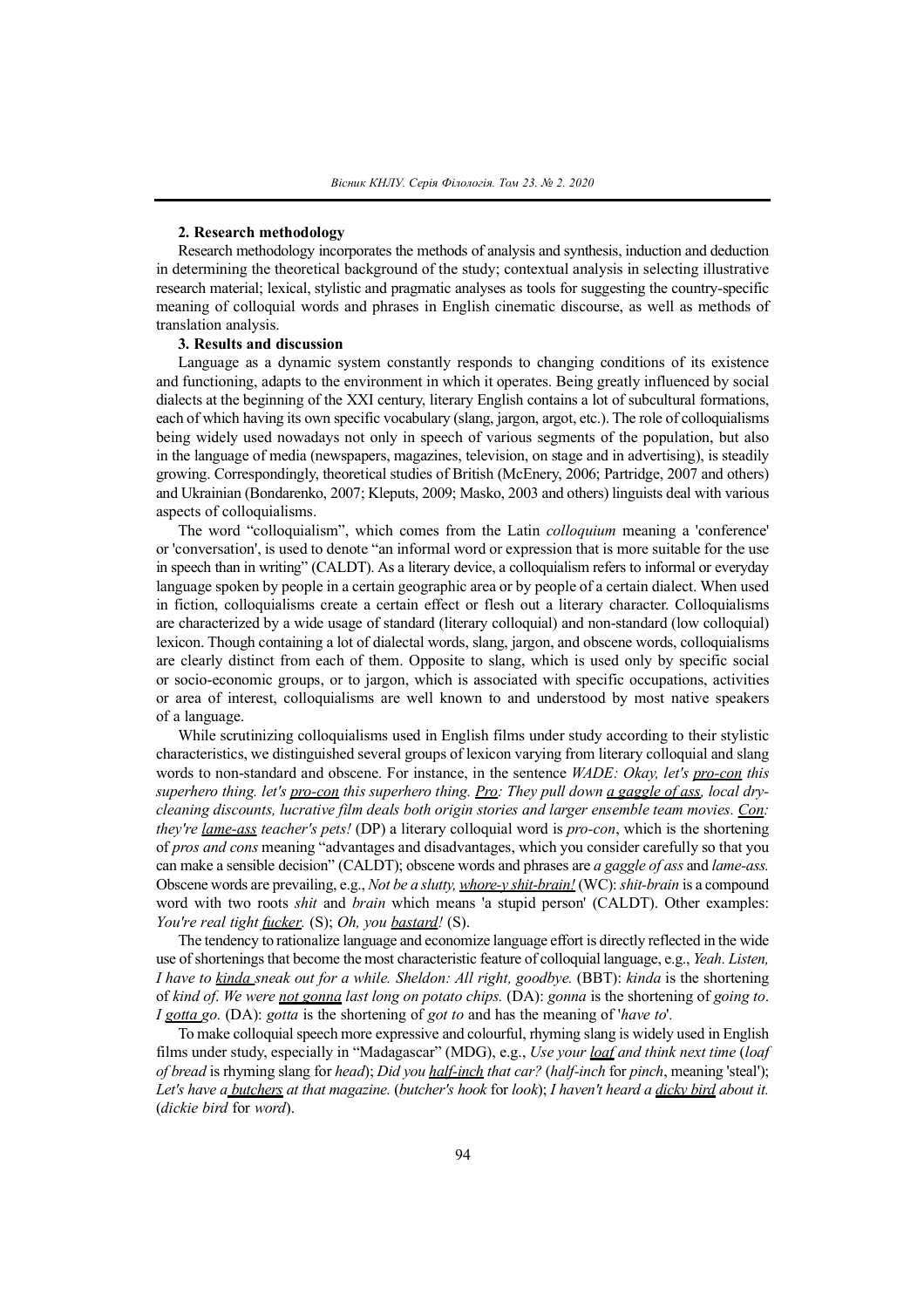**2. Research methodology**

Research methodology incorporates the methods of analysis and synthesis, induction and deduction in determining the theoretical background of the study; contextual analysis in selecting illustrative research material; lexical, stylistic and pragmatic analyses as tools for suggesting the country-specific meaning of colloquial words and phrases in English cinematic discourse, as well as methods of translation analysis.

**3. Results and discussion**

Language as a dynamic system constantly responds to changing conditions of its existence and functioning, adapts to the environment in which it operates. Being greatly influenced by social dialects at the beginning of the XXI century, literary English contains a lot of subcultural formations, each of which having its own specific vocabulary (slang, jargon, argot, etc.). The role of colloquialisms being widely used nowadays not only in speech of various segments of the population, but also in the language of media (newspapers, magazines, television, on stage and in advertising), is steadily growing. Correspondingly, theoretical studies of British (McEnery, 2006; Partridge, 2007 and others) and Ukrainian (Bondarenko, 2007; Kleputs, 2009; Masko, 2003 and others) linguists deal with various aspects of colloquialisms.

The word "colloquialism", which comes from the Latin *colloquium* meaning a 'conference' or 'conversation', is used to denote "an informal word or expression that is more suitable for the use in speech than in writing" (CALDT). As a literary device, a colloquialism refers to informal or everyday language spoken by people in a certain geographic area or by people of a certain dialect. When used in fiction, colloquialisms create a certain effect or flesh out a literary character. Colloquialisms are characterized by a wide usage of standard (literary colloquial) and non-standard (low colloquial) lexicon. Though containing a lot of dialectal words, slang, jargon, and obscene words, colloquialisms are clearly distinct from each of them. Opposite to slang, which is used only by specific social or socio-economic groups, or to jargon, which is associated with specific occupations, activities or area of interest, colloquialisms are well known to and understood by most native speakers of a language.

While scrutinizing colloquialisms used in English films under study according to their stylistic characteristics, we distinguished several groups of lexicon varying from literary colloquial and slang words to non-standard and obscene. For instance, in the sentence *WADE: Okay, let's <u>pro-con</u> this superhero thing. let's <u>pro-con</u> this superhero thing. <u>Pro</u>: They pull down <u>a gaggle of ass</u>, local dry-cleaning discounts, lucrative film deals both origin stories and larger ensemble team movies. <u>Con</u>: they're <u>lame-ass</u> teacher's pets!* (DP) a literary colloquial word is *pro-con*, which is the shortening of *pros and cons* meaning "advantages and disadvantages, which you consider carefully so that you can make a sensible decision" (CALDT); obscene words and phrases are *a gaggle of ass* and *lame-ass.* Obscene words are prevailing, e.g., *Not be a slutty, <u>whore-y shit-brain!</u>* (WC): *shit-brain* is a compound word with two roots *shit* and *brain* which means 'a stupid person' (CALDT). Other examples: *You're real tight <u>fucker</u>.* (S); *Oh, you <u>bastard</u>!* (S).

The tendency to rationalize language and economize language effort is directly reflected in the wide use of shortenings that become the most characteristic feature of colloquial language, e.g., *Yeah. Listen, I have to <u>kinda</u> sneak out for a while. Sheldon: All right, goodbye.* (BBT): *kinda* is the shortening of *kind of*. *We were <u>not gonna</u> last long on potato chips.* (DA): *gonna* is the shortening of *going to*. *I <u>gotta</u> go.* (DA): *gotta* is the shortening of *got to* and has the meaning of '*have to*'.

To make colloquial speech more expressive and colourful, rhyming slang is widely used in English films under study, especially in "Madagascar" (MDG), e.g., *Use your <u>loaf</u> and think next time* (*loaf of bread* is rhyming slang for *head*); *Did you <u>half-inch</u> that car?* (*half-inch* for *pinch*, meaning 'steal'); *Let's have a <u>butchers</u> at that magazine.* (*butcher's hook* for *look*); *I haven't heard a <u>dicky bird</u> about it.* (*dickie bird* for *word*).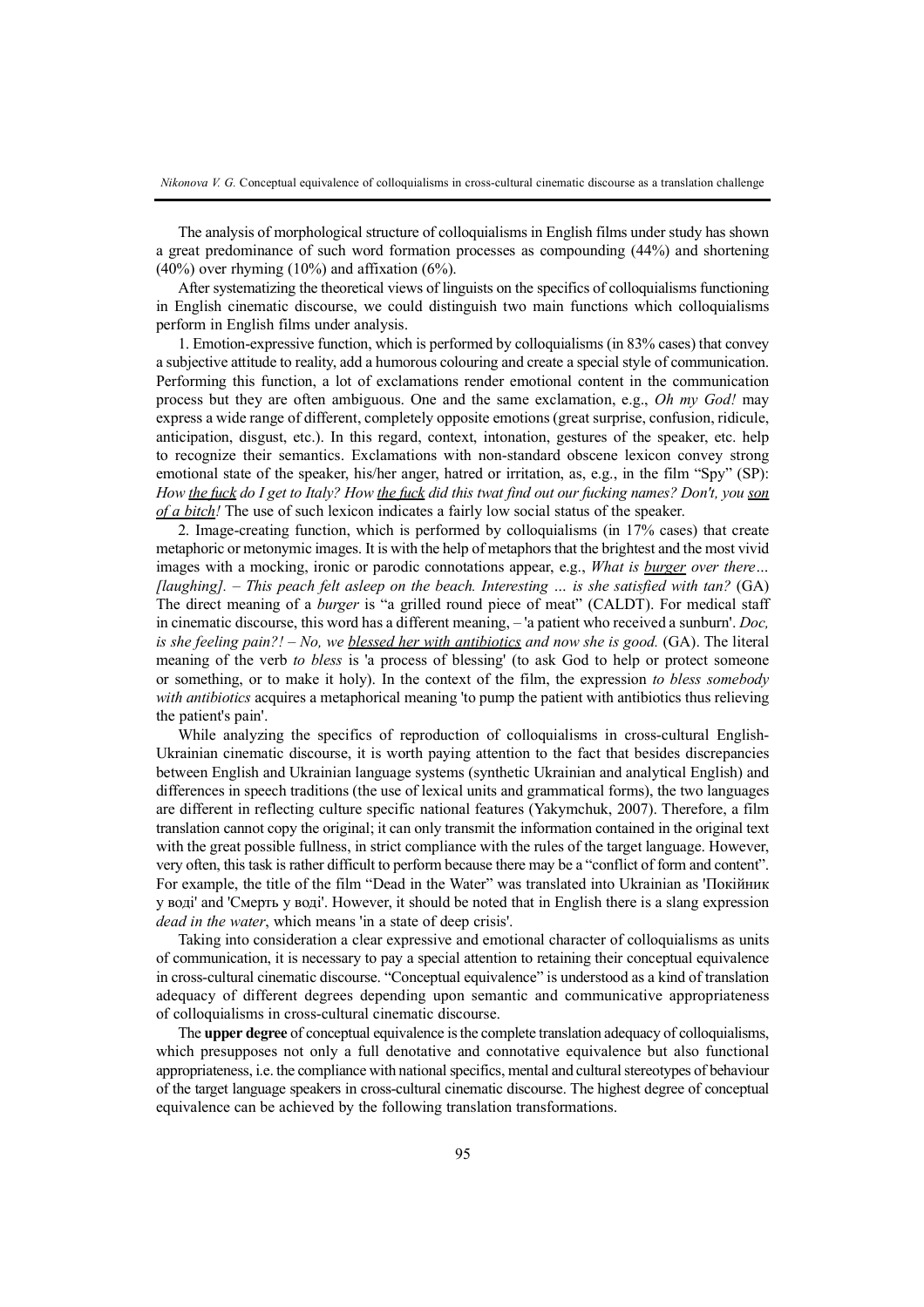The analysis of morphological structure of colloquialisms in English films under study has shown a great predominance of such word formation processes as compounding (44%) and shortening (40%) over rhyming (10%) and affixation (6%).

After systematizing the theoretical views of linguists on the specifics of colloquialisms functioning in English cinematic discourse, we could distinguish two main functions which colloquialisms perform in English films under analysis.

1. Emotion-expressive function, which is performed by colloquialisms (in 83% cases) that convey a subjective attitude to reality, add a humorous colouring and create a special style of communication. Performing this function, a lot of exclamations render emotional content in the communication process but they are often ambiguous. One and the same exclamation, e.g., *Oh my God!* may express a wide range of different, completely opposite emotions (great surprise, confusion, ridicule, anticipation, disgust, etc.). In this regard, context, intonation, gestures of the speaker, etc. help to recognize their semantics. Exclamations with non-standard obscene lexicon convey strong emotional state of the speaker, his/her anger, hatred or irritation, as, e.g., in the film "Spy" (SP): *How <u>the fuck</u> do I get to Italy? How <u>the fuck</u> did this twat find out our fucking names? Don't, you <u>son of a bitch</u>!* The use of such lexicon indicates a fairly low social status of the speaker.

2. Image-creating function, which is performed by colloquialisms (in 17% cases) that create metaphoric or metonymic images. It is with the help of metaphors that the brightest and the most vivid images with a mocking, ironic or parodic connotations appear, e.g., *What is <u>burger</u> over there… [laughing]. – This peach felt asleep on the beach. Interesting … is she satisfied with tan?* (GA) The direct meaning of a *burger* is "a grilled round piece of meat" (CALDT). For medical staff in cinematic discourse, this word has a different meaning, – 'a patient who received a sunburn'. *Doc, is she feeling pain?! – No, we <u>blessed her with antibiotics</u> and now she is good.* (GA). The literal meaning of the verb *to bless* is 'a process of blessing' (to ask God to help or protect someone or something, or to make it holy). In the context of the film, the expression *to bless somebody with antibiotics* acquires a metaphorical meaning 'to pump the patient with antibiotics thus relieving the patient's pain'.

While analyzing the specifics of reproduction of colloquialisms in cross-cultural English-Ukrainian cinematic discourse, it is worth paying attention to the fact that besides discrepancies between English and Ukrainian language systems (synthetic Ukrainian and analytical English) and differences in speech traditions (the use of lexical units and grammatical forms), the two languages are different in reflecting culture specific national features (Yakymchuk, 2007). Therefore, a film translation cannot copy the original; it can only transmit the information contained in the original text with the great possible fullness, in strict compliance with the rules of the target language. However, very often, this task is rather difficult to perform because there may be a "conflict of form and content". For example, the title of the film "Dead in the Water" was translated into Ukrainian as 'Покійник у воді' and 'Смерть у воді'. However, it should be noted that in English there is a slang expression *dead in the water*, which means 'in a state of deep crisis'.

Taking into consideration a clear expressive and emotional character of colloquialisms as units of communication, it is necessary to pay a special attention to retaining their conceptual equivalence in cross-cultural cinematic discourse. "Conceptual equivalence" is understood as a kind of translation adequacy of different degrees depending upon semantic and communicative appropriateness of colloquialisms in cross-cultural cinematic discourse.

The **upper degree** of conceptual equivalence is the complete translation adequacy of colloquialisms, which presupposes not only a full denotative and connotative equivalence but also functional appropriateness, i.e. the compliance with national specifics, mental and cultural stereotypes of behaviour of the target language speakers in cross-cultural cinematic discourse. The highest degree of conceptual equivalence can be achieved by the following translation transformations.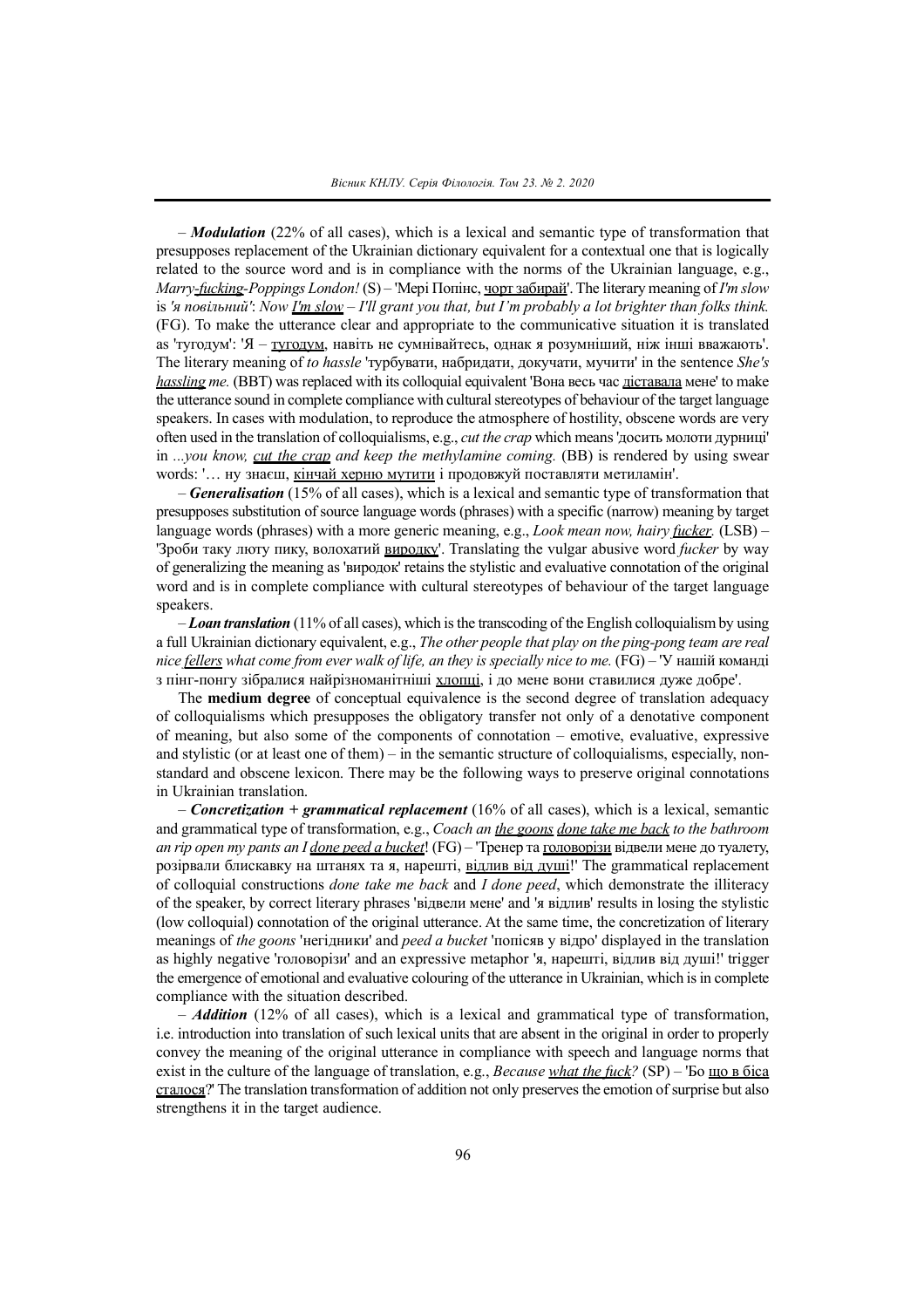– ***Modulation*** (22% of all cases), which is a lexical and semantic type of transformation that presupposes replacement of the Ukrainian dictionary equivalent for a contextual one that is logically related to the source word and is in compliance with the norms of the Ukrainian language, e.g., *Marry-fucking-Poppings London!* (S) – 'Мері Попінс, чорт забирай'. The literary meaning of *I'm slow* is *'я повільний'*: *Now I'm slow – I'll grant you that, but I'm probably a lot brighter than folks think.* (FG). To make the utterance clear and appropriate to the communicative situation it is translated as 'тугодум': 'Я – тугодум, навіть не сумнівайтесь, однак я розумніший, ніж інші вважають'. The literary meaning of *to hassle* 'турбувати, набридати, докучати, мучити' in the sentence *She's hassling me.* (BBT) was replaced with its colloquial equivalent 'Вона весь час діставала мене' to make the utterance sound in complete compliance with cultural stereotypes of behaviour of the target language speakers. In cases with modulation, to reproduce the atmosphere of hostility, obscene words are very often used in the translation of colloquialisms, e.g., *cut the crap* which means 'досить молоти дурниці' in *...you know, cut the crap and keep the methylamine coming.* (BB) is rendered by using swear words: '… ну знаєш, кінчай херню мутити і продовжуй поставляти метиламін'.

– ***Generalisation*** (15% of all cases), which is a lexical and semantic type of transformation that presupposes substitution of source language words (phrases) with a specific (narrow) meaning by target language words (phrases) with a more generic meaning, e.g., *Look mean now, hairy fucker.* (LSB) – 'Зроби таку люту пику, волохатий виродку'. Translating the vulgar abusive word *fucker* by way of generalizing the meaning as 'виродок' retains the stylistic and evaluative connotation of the original word and is in complete compliance with cultural stereotypes of behaviour of the target language speakers.

– ***Loan translation*** (11% of all cases), which is the transcoding of the English colloquialism by using a full Ukrainian dictionary equivalent, e.g., *The other people that play on the ping-pong team are real nice fellers what come from ever walk of life, an they is specially nice to me.* (FG) – 'У нашій команді з пінг-понгу зібралися найрізноманітніші хлопці, і до мене вони ставилися дуже добре'.

The **medium degree** of conceptual equivalence is the second degree of translation adequacy of colloquialisms which presupposes the obligatory transfer not only of a denotative component of meaning, but also some of the components of connotation – emotive, evaluative, expressive and stylistic (or at least one of them) – in the semantic structure of colloquialisms, especially, non-standard and obscene lexicon. There may be the following ways to preserve original connotations in Ukrainian translation.

– ***Concretization + grammatical replacement*** (16% of all cases), which is a lexical, semantic and grammatical type of transformation, e.g., *Coach an the goons done take me back to the bathroom an rip open my pants an I done peed a bucket!* (FG) – 'Тренер та головорізи відвели мене до туалету, розірвали блискавку на штанях та я, нарешті, відлив від душі!' The grammatical replacement of colloquial constructions *done take me back* and *I done peed*, which demonstrate the illiteracy of the speaker, by correct literary phrases 'відвели мене' and 'я відлив' results in losing the stylistic (low colloquial) connotation of the original utterance. At the same time, the concretization of literary meanings of *the goons* 'негідники' and *peed a bucket* 'попісяв у відро' displayed in the translation as highly negative 'головорізи' and an expressive metaphor 'я, нарешті, відлив від душі!' trigger the emergence of emotional and evaluative colouring of the utterance in Ukrainian, which is in complete compliance with the situation described.

– ***Addition*** (12% of all cases), which is a lexical and grammatical type of transformation, i.e. introduction into translation of such lexical units that are absent in the original in order to properly convey the meaning of the original utterance in compliance with speech and language norms that exist in the culture of the language of translation, e.g., *Because what the fuck?* (SP) – 'Бо що в біса сталося?' The translation transformation of addition not only preserves the emotion of surprise but also strengthens it in the target audience.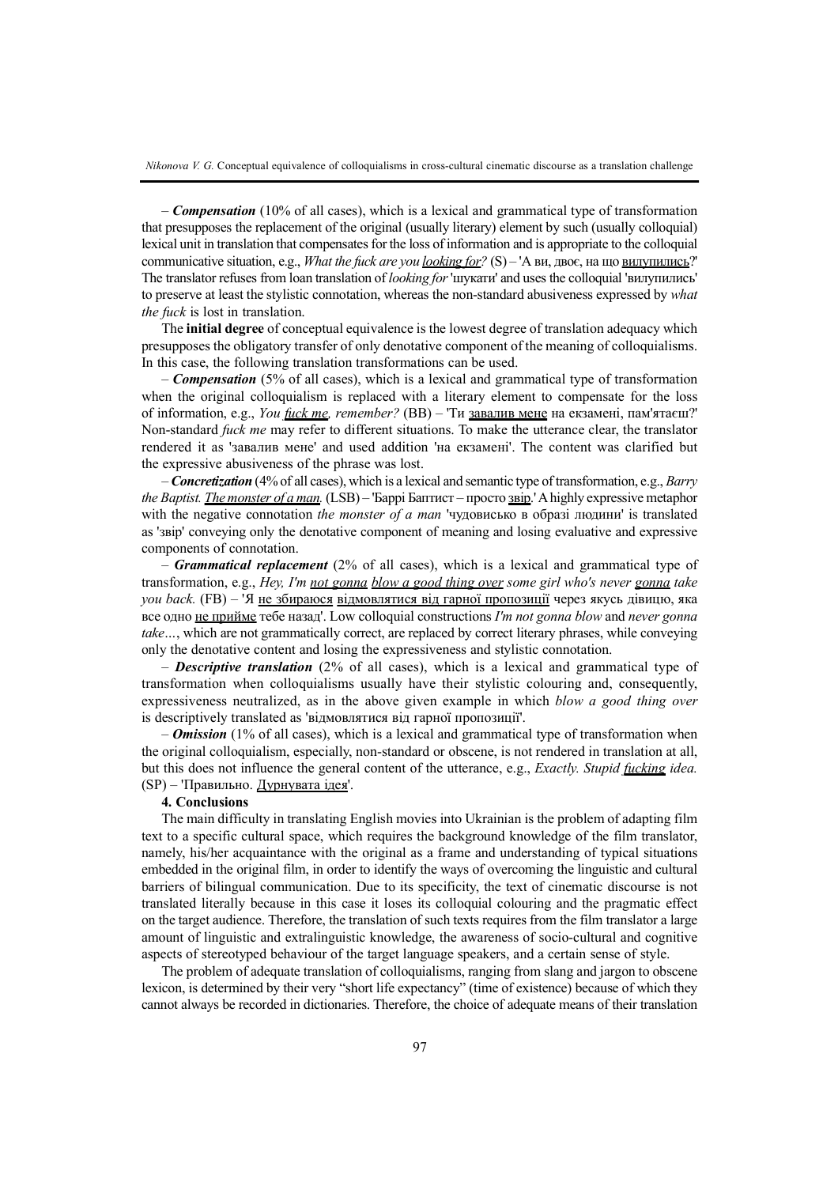– ***Compensation*** (10% of all cases), which is a lexical and grammatical type of transformation that presupposes the replacement of the original (usually literary) element by such (usually colloquial) lexical unit in translation that compensates for the loss of information and is appropriate to the colloquial communicative situation, e.g., *What the fuck are you looking for?* (S) – 'А ви, двоє, на що вилупились?' The translator refuses from loan translation of *looking for* 'шукати' and uses the colloquial 'вилупились' to preserve at least the stylistic connotation, whereas the non-standard abusiveness expressed by *what the fuck* is lost in translation.

The **initial degree** of conceptual equivalence is the lowest degree of translation adequacy which presupposes the obligatory transfer of only denotative component of the meaning of colloquialisms. In this case, the following translation transformations can be used.

– ***Compensation*** (5% of all cases), which is a lexical and grammatical type of transformation when the original colloquialism is replaced with a literary element to compensate for the loss of information, e.g., *You fuck me, remember?* (BB) – 'Ти завалив мене на екзамені, пам'ятаєш?' Non-standard *fuck me* may refer to different situations. To make the utterance clear, the translator rendered it as 'завалив мене' and used addition 'на екзамені'. The content was clarified but the expressive abusiveness of the phrase was lost.

– ***Concretization*** (4% of all cases), which is a lexical and semantic type of transformation, e.g., *Barry the Baptist. The monster of a man.* (LSB) – 'Баррі Баптист – просто звір.' A highly expressive metaphor with the negative connotation *the monster of a man* 'чудовисько в образі людини' is translated as 'звір' conveying only the denotative component of meaning and losing evaluative and expressive components of connotation.

– ***Grammatical replacement*** (2% of all cases), which is a lexical and grammatical type of transformation, e.g., *Hey, I'm not gonna blow a good thing over some girl who's never gonna take you back.* (FB) – 'Я не збираюся відмовлятися від гарної пропозиції через якусь дівицю, яка все одно не прийме тебе назад'. Low colloquial constructions *I'm not gonna blow* and *never gonna take…*, which are not grammatically correct, are replaced by correct literary phrases, while conveying only the denotative content and losing the expressiveness and stylistic connotation.

– ***Descriptive translation*** (2% of all cases), which is a lexical and grammatical type of transformation when colloquialisms usually have their stylistic colouring and, consequently, expressiveness neutralized, as in the above given example in which *blow a good thing over* is descriptively translated as 'відмовлятися від гарної пропозиції'.

– ***Omission*** (1% of all cases), which is a lexical and grammatical type of transformation when the original colloquialism, especially, non-standard or obscene, is not rendered in translation at all, but this does not influence the general content of the utterance, e.g., *Exactly. Stupid fucking idea.* (SP) – 'Правильно. Дурнувата ідея'.

**4. Conclusions**

The main difficulty in translating English movies into Ukrainian is the problem of adapting film text to a specific cultural space, which requires the background knowledge of the film translator, namely, his/her acquaintance with the original as a frame and understanding of typical situations embedded in the original film, in order to identify the ways of overcoming the linguistic and cultural barriers of bilingual communication. Due to its specificity, the text of cinematic discourse is not translated literally because in this case it loses its colloquial colouring and the pragmatic effect on the target audience. Therefore, the translation of such texts requires from the film translator a large amount of linguistic and extralinguistic knowledge, the awareness of socio-cultural and cognitive aspects of stereotyped behaviour of the target language speakers, and a certain sense of style.

The problem of adequate translation of colloquialisms, ranging from slang and jargon to obscene lexicon, is determined by their very "short life expectancy" (time of existence) because of which they cannot always be recorded in dictionaries. Therefore, the choice of adequate means of their translation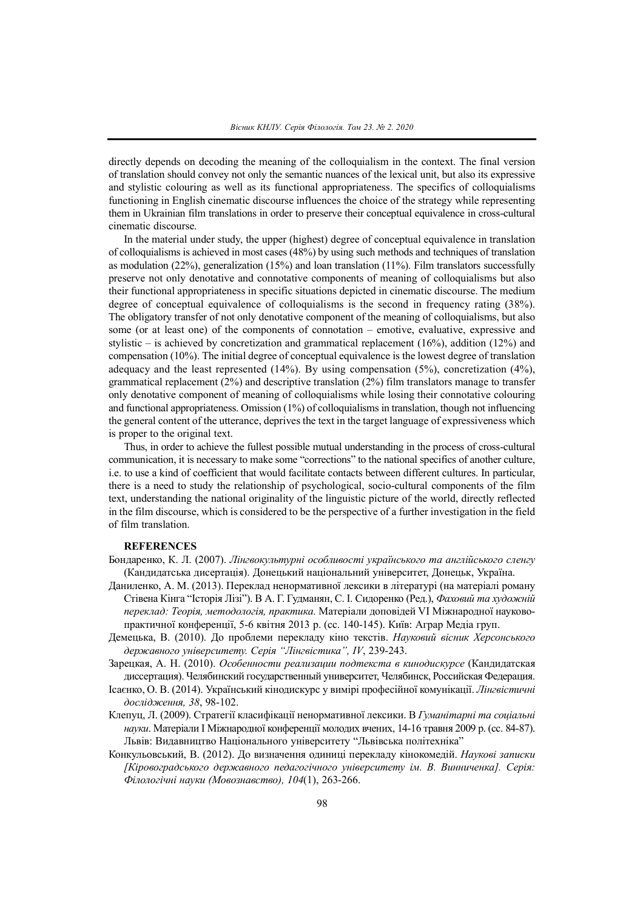directly depends on decoding the meaning of the colloquialism in the context. The final version of translation should convey not only the semantic nuances of the lexical unit, but also its expressive and stylistic colouring as well as its functional appropriateness. The specifics of colloquialisms functioning in English cinematic discourse influences the choice of the strategy while representing them in Ukrainian film translations in order to preserve their conceptual equivalence in cross-cultural cinematic discourse.

In the material under study, the upper (highest) degree of conceptual equivalence in translation of colloquialisms is achieved in most cases (48%) by using such methods and techniques of translation as modulation (22%), generalization (15%) and loan translation (11%). Film translators successfully preserve not only denotative and connotative components of meaning of colloquialisms but also their functional appropriateness in specific situations depicted in cinematic discourse. The medium degree of conceptual equivalence of colloquialisms is the second in frequency rating (38%). The obligatory transfer of not only denotative component of the meaning of colloquialisms, but also some (or at least one) of the components of connotation – emotive, evaluative, expressive and stylistic – is achieved by concretization and grammatical replacement (16%), addition (12%) and compensation (10%). The initial degree of conceptual equivalence is the lowest degree of translation adequacy and the least represented (14%). By using compensation (5%), concretization (4%), grammatical replacement (2%) and descriptive translation (2%) film translators manage to transfer only denotative component of meaning of colloquialisms while losing their connotative colouring and functional appropriateness. Omission (1%) of colloquialisms in translation, though not influencing the general content of the utterance, deprives the text in the target language of expressiveness which is proper to the original text.

Thus, in order to achieve the fullest possible mutual understanding in the process of cross-cultural communication, it is necessary to make some "corrections" to the national specifics of another culture, i.e. to use a kind of coefficient that would facilitate contacts between different cultures. In particular, there is a need to study the relationship of psychological, socio-cultural components of the film text, understanding the national originality of the linguistic picture of the world, directly reflected in the film discourse, which is considered to be the perspective of a further investigation in the field of film translation.

## REFERENCES

Бондаренко, К. Л. (2007). *Лінгвокультурні особливості українського та англійського сленгу* (Кандидатська дисертація). Донецький національний університет, Донецьк, Україна.

Даниленко, А. М. (2013). Переклад ненормативної лексики в літературі (на матеріалі роману Стівена Кінга "Історія Лізі"). В А. Г. Гудманян, С. І. Сидоренко (Ред.), *Фаховий та художній переклад: Теорія, методологія, практика.* Матеріали доповідей VI Міжнародної науково-практичної конференції, 5-6 квітня 2013 р. (сс. 140-145). Київ: Аграр Медіа груп.

Демецька, В. (2010). До проблеми перекладу кіно текстів. *Науковий вісник Херсонського державного університету. Серія "Лінгвістика", IV*, 239-243.

Зарецкая, А. Н. (2010). *Особенности реализации подтекста в кинодискурсе* (Кандидатская диссертация). Челябинский государственный университет, Челябинск, Российская Федерация.

Ісаєнко, О. В. (2014). Український кінодискурс у вимірі професійної комунікації. *Лінгвістичні дослідження, 38*, 98-102.

Клепуц, Л. (2009). Стратегії класифікації ненормативної лексики. В *Гуманітарні та соціальні науки*. Матеріали І Міжнародної конференції молодих вчених, 14-16 травня 2009 р. (сс. 84-87). Львів: Видавництво Національного університету "Львівська політехніка"

Конкульовський, В. (2012). До визначення одиниці перекладу кінокомедій. *Наукові записки [Кіровоградського державного педагогічного університету ім. В. Винниченка]. Серія: Філологічні науки (Мовознавство), 104*(1), 263-266.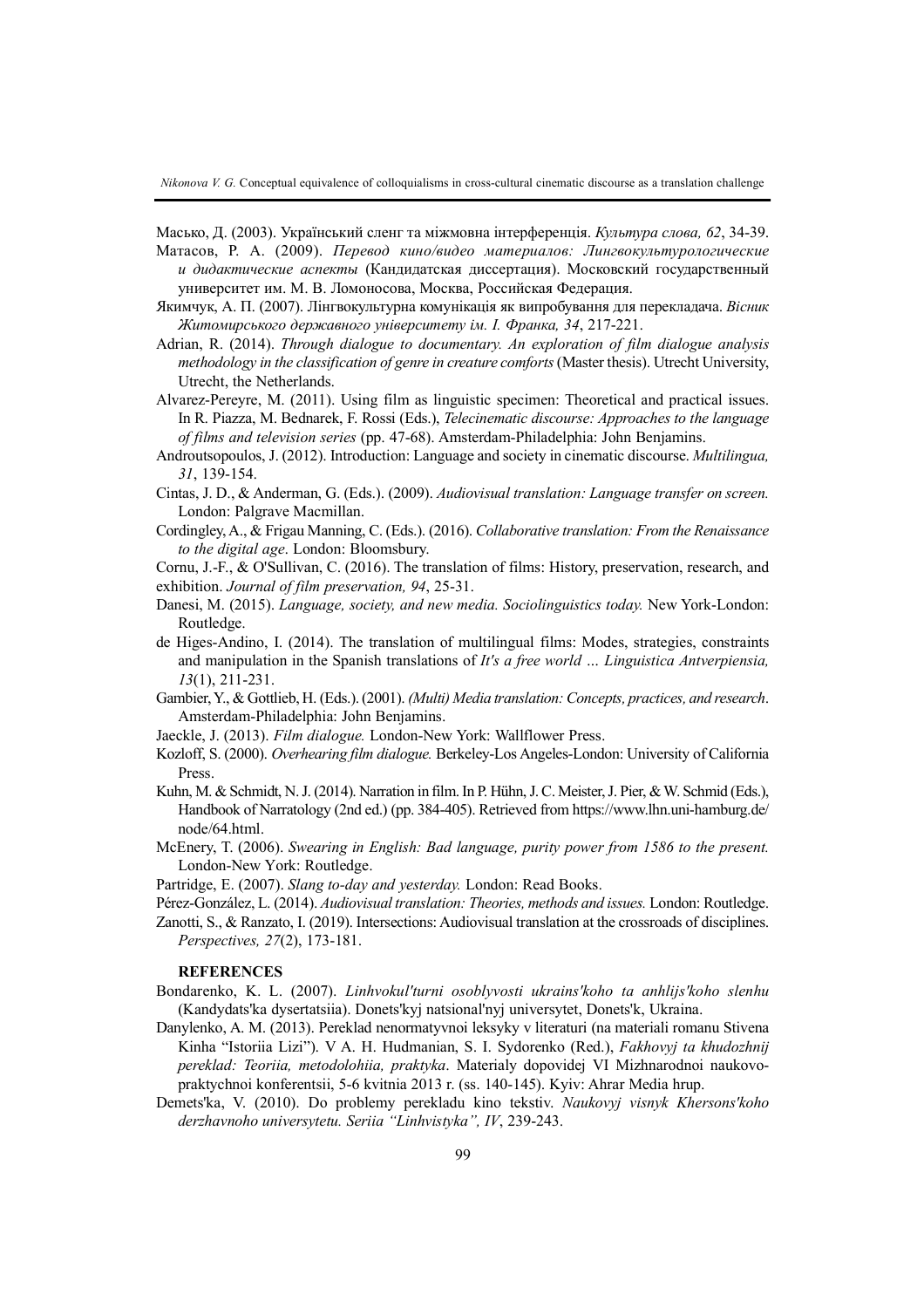Масько, Д. (2003). Український сленг та міжмовна інтерференція. *Культура слова, 62*, 34-39.

Матасов, Р. А. (2009). *Перевод кино/видео материалов: Лингвокультурологические и дидактические аспекты* (Кандидатская диссертация). Московский государственный университет им. М. В. Ломоносова, Москва, Российская Федерация.

Якимчук, А. П. (2007). Лінгвокультурна комунікація як випробування для перекладача. *Вісник Житомирського державного університету ім. І. Франка, 34*, 217-221.

Adrian, R. (2014). *Through dialogue to documentary. An exploration of film dialogue analysis methodology in the classification of genre in creature comforts* (Master thesis). Utrecht University, Utrecht, the Netherlands.

Alvarez-Pereyre, M. (2011). Using film as linguistic specimen: Theoretical and practical issues. In R. Piazza, M. Bednarek, F. Rossi (Eds.), *Telecinematic discourse: Approaches to the language of films and television series* (pp. 47-68). Amsterdam-Philadelphia: John Benjamins.

Androutsopoulos, J. (2012). Introduction: Language and society in cinematic discourse. *Multilingua, 31*, 139-154.

Cintas, J. D., & Anderman, G. (Eds.). (2009). *Audiovisual translation: Language transfer on screen.* London: Palgrave Macmillan.

Cordingley, A., & Frigau Manning, C. (Eds.). (2016). *Collaborative translation: From the Renaissance to the digital age*. London: Bloomsbury.

Cornu, J.-F., & O'Sullivan, C. (2016). The translation of films: History, preservation, research, and exhibition. *Journal of film preservation, 94*, 25-31.

Danesi, M. (2015). *Language, society, and new media. Sociolinguistics today.* New York-London: Routledge.

de Higes-Andino, I. (2014). The translation of multilingual films: Modes, strategies, constraints and manipulation in the Spanish translations of *It's a free world … Linguistica Antverpiensia, 13*(1), 211-231.

Gambier, Y., & Gottlieb, H. (Eds.). (2001). *(Multi) Media translation: Concepts, practices, and research*. Amsterdam-Philadelphia: John Benjamins.

Jaeckle, J. (2013). *Film dialogue.* London-New York: Wallflower Press.

Kozloff, S. (2000). *Overhearing film dialogue.* Berkeley-Los Angeles-London: University of California Press.

Kuhn, M. & Schmidt, N. J. (2014). Narration in film. In P. Hühn, J. C. Meister, J. Pier, & W. Schmid (Eds.), Handbook of Narratology (2nd ed.) (pp. 384-405). Retrieved from https://www.lhn.uni-hamburg.de/node/64.html.

McEnery, T. (2006). *Swearing in English: Bad language, purity power from 1586 to the present.* London-New York: Routledge.

Partridge, E. (2007). *Slang to-day and yesterday.* London: Read Books.

Pérez-González, L. (2014). *Audiovisual translation: Theories, methods and issues.* London: Routledge.

Zanotti, S., & Ranzato, I. (2019). Intersections: Audiovisual translation at the crossroads of disciplines. *Perspectives, 27*(2), 173-181.

## REFERENCES

Bondarenko, K. L. (2007). *Linhvokul'turni osoblyvosti ukrains'koho ta anhlijs'koho slenhu* (Kandydats'ka dysertatsiia). Donets'kyj natsional'nyj universytet, Donets'k, Ukraina.

Danylenko, A. M. (2013). Pereklad nenormatyvnoi leksyky v literaturi (na materiali romanu Stivena Kinha "Istoriia Lizi"). V A. H. Hudmanian, S. I. Sydorenko (Red.), *Fakhovyj ta khudozhnij pereklad: Teoriia, metodolohiia, praktyka*. Materialy dopovidej VI Mizhnarodnoi naukovo-praktychnoi konferentsii, 5-6 kvitnia 2013 r. (ss. 140-145). Kyiv: Ahrar Media hrup.

Demets'ka, V. (2010). Do problemy perekladu kino tekstiv. *Naukovyj visnyk Khersons'koho derzhavnoho universytetu. Seriia "Linhvistyka", IV*, 239-243.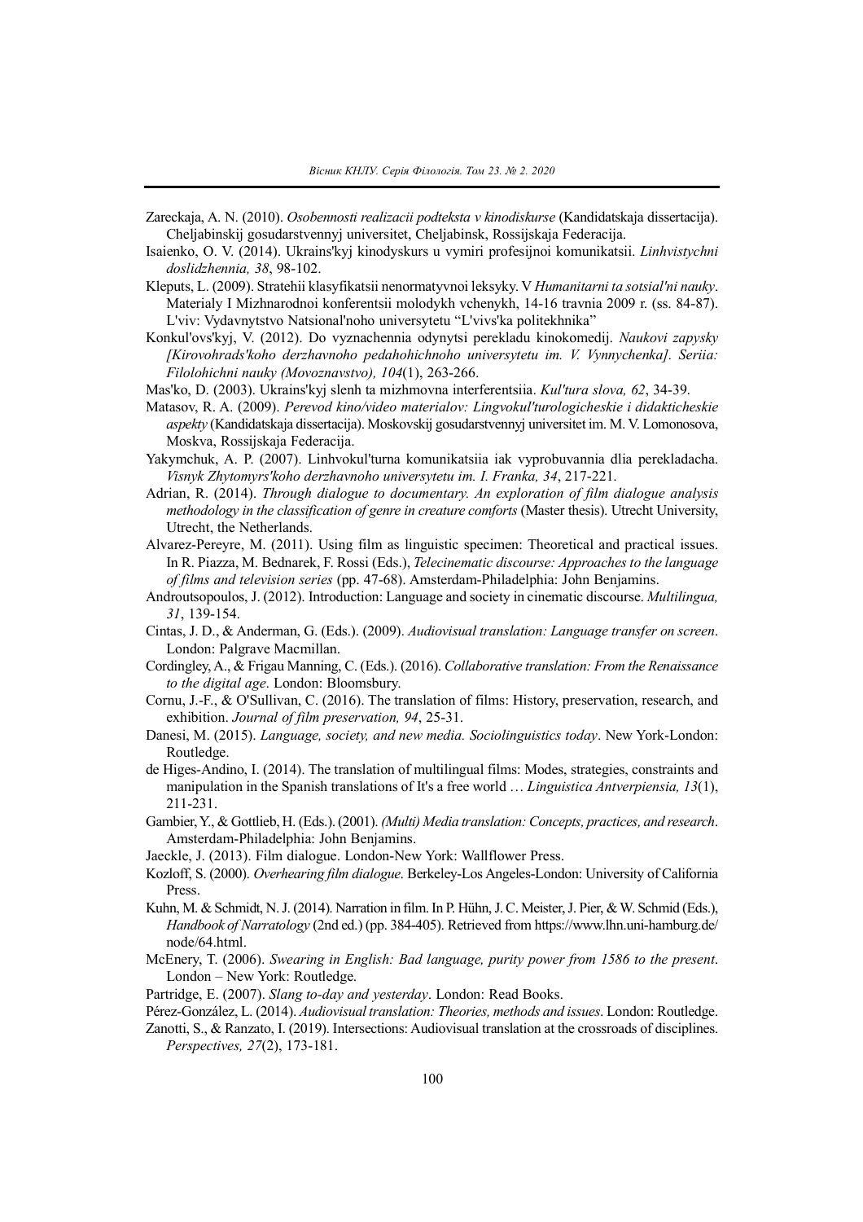Zareckaja, A. N. (2010). *Osobennosti realizacii podteksta v kinodiskurse* (Kandidatskaja dissertacija). Cheljabinskij gosudarstvennyj universitet, Cheljabinsk, Rossijskaja Federacija.

Isaienko, O. V. (2014). Ukrains'kyj kinodyskurs u vymiri profesijnoi komunikatsii. *Linhvistychni doslidzhennia, 38*, 98-102.

Kleputs, L. (2009). Stratehii klasyfikatsii nenormatyvnoi leksyky. V *Humanitarni ta sotsial'ni nauky*. Materialy I Mizhnarodnoi konferentsii molodykh vchenykh, 14-16 travnia 2009 r. (ss. 84-87). L'viv: Vydavnytstvo Natsional'noho universytetu "L'vivs'ka politekhnika"

Konkul'ovs'kyj, V. (2012). Do vyznachennia odynytsi perekladu kinokomedij. *Naukovi zapysky [Kirovohrads'koho derzhavnoho pedahohichnoho universytetu im. V. Vynnychenka]. Seriia: Filolohichni nauky (Movoznavstvo), 104*(1), 263-266.

Mas'ko, D. (2003). Ukrains'kyj slenh ta mizhmovna interferentsiia. *Kul'tura slova, 62*, 34-39.

Matasov, R. A. (2009). *Perevod kino/video materialov: Lingvokul'turologicheskie i didakticheskie aspekty* (Kandidatskaja dissertacija). Moskovskij gosudarstvennyj universitet im. M. V. Lomonosova, Moskva, Rossijskaja Federacija.

Yakymchuk, A. P. (2007). Linhvokul'turna komunikatsiia iak vyprobuvannia dlia perekladacha. *Visnyk Zhytomyrs'koho derzhavnoho universytetu im. I. Franka, 34*, 217-221.

Adrian, R. (2014). *Through dialogue to documentary. An exploration of film dialogue analysis methodology in the classification of genre in creature comforts* (Master thesis). Utrecht University, Utrecht, the Netherlands.

Alvarez-Pereyre, M. (2011). Using film as linguistic specimen: Theoretical and practical issues. In R. Piazza, M. Bednarek, F. Rossi (Eds.), *Telecinematic discourse: Approaches to the language of films and television series* (pp. 47-68). Amsterdam-Philadelphia: John Benjamins.

Androutsopoulos, J. (2012). Introduction: Language and society in cinematic discourse. *Multilingua, 31*, 139-154.

Cintas, J. D., & Anderman, G. (Eds.). (2009). *Audiovisual translation: Language transfer on screen*. London: Palgrave Macmillan.

Cordingley, A., & Frigau Manning, C. (Eds.). (2016). *Collaborative translation: From the Renaissance to the digital age*. London: Bloomsbury.

Cornu, J.-F., & O'Sullivan, C. (2016). The translation of films: History, preservation, research, and exhibition. *Journal of film preservation, 94*, 25-31.

Danesi, M. (2015). *Language, society, and new media. Sociolinguistics today*. New York-London: Routledge.

de Higes-Andino, I. (2014). The translation of multilingual films: Modes, strategies, constraints and manipulation in the Spanish translations of It's a free world … *Linguistica Antverpiensia, 13*(1), 211-231.

Gambier, Y., & Gottlieb, H. (Eds.). (2001). *(Multi) Media translation: Concepts, practices, and research*. Amsterdam-Philadelphia: John Benjamins.

Jaeckle, J. (2013). Film dialogue. London-New York: Wallflower Press.

Kozloff, S. (2000). *Overhearing film dialogue*. Berkeley-Los Angeles-London: University of California Press.

Kuhn, M. & Schmidt, N. J. (2014). Narration in film. In P. Hühn, J. C. Meister, J. Pier, & W. Schmid (Eds.), *Handbook of Narratology* (2nd ed.) (pp. 384-405). Retrieved from https://www.lhn.uni-hamburg.de/node/64.html.

McEnery, T. (2006). *Swearing in English: Bad language, purity power from 1586 to the present*. London – New York: Routledge.

Partridge, E. (2007). *Slang to-day and yesterday*. London: Read Books.

Pérez-González, L. (2014). *Audiovisual translation: Theories, methods and issues*. London: Routledge.

Zanotti, S., & Ranzato, I. (2019). Intersections: Audiovisual translation at the crossroads of disciplines. *Perspectives, 27*(2), 173-181.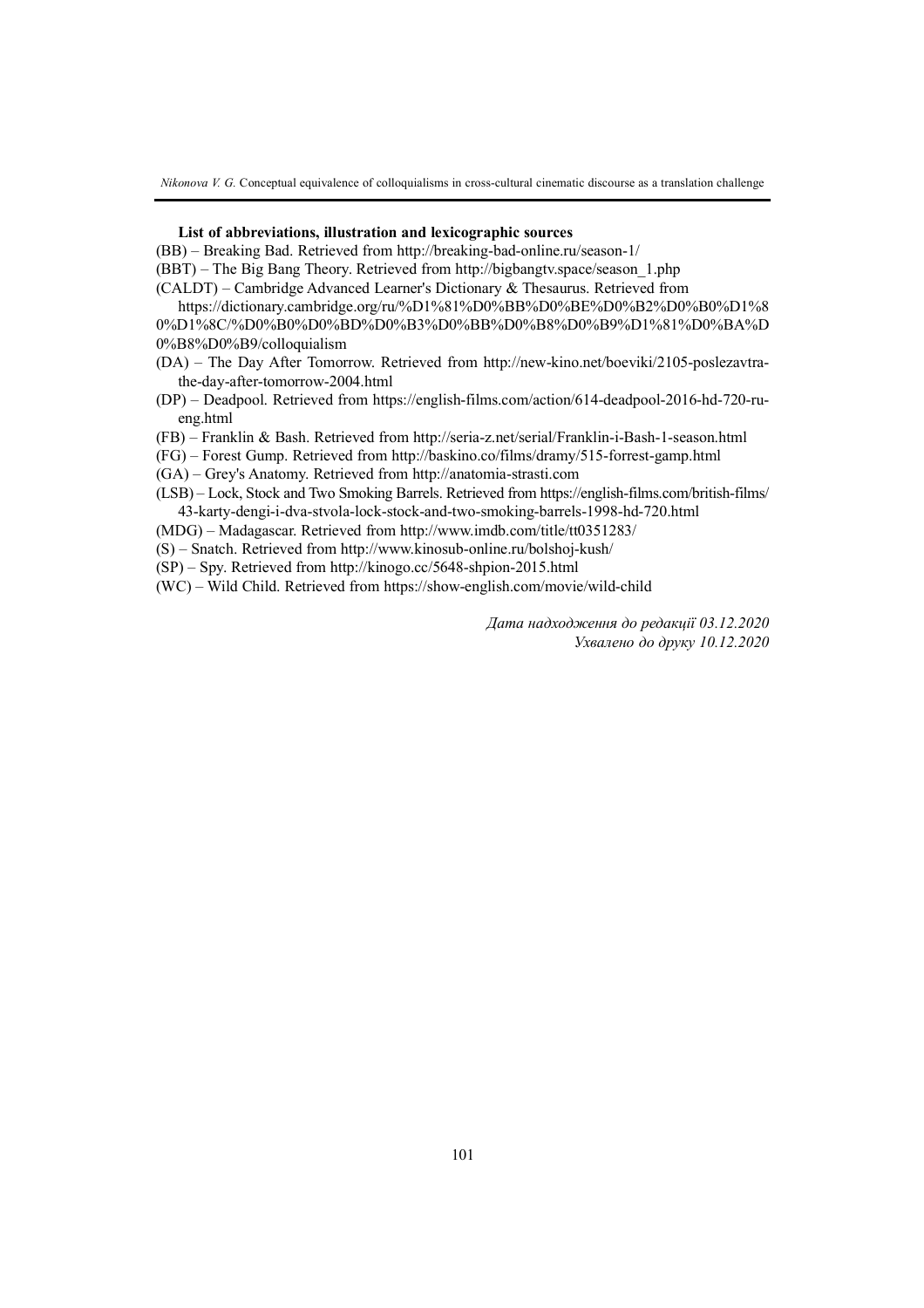**List of abbreviations, illustration and lexicographic sources**

(BB) – Breaking Bad. Retrieved from http://breaking-bad-online.ru/season-1/

(BBT) – The Big Bang Theory. Retrieved from http://bigbangtv.space/season_1.php

(CALDT) – Cambridge Advanced Learner's Dictionary & Thesaurus. Retrieved from https://dictionary.cambridge.org/ru/%D1%81%D0%BB%D0%BE%D0%B2%D0%B0%D1%80%D1%8C/%D0%B0%D0%BD%D0%B3%D0%BB%D0%B8%D0%B9%D1%81%D0%BA%D0%B8%D0%B9/colloquialism

(DA) – The Day After Tomorrow. Retrieved from http://new-kino.net/boeviki/2105-poslezavtra-the-day-after-tomorrow-2004.html

(DP) – Deadpool. Retrieved from https://english-films.com/action/614-deadpool-2016-hd-720-ru-eng.html

(FB) – Franklin & Bash. Retrieved from http://seria-z.net/serial/Franklin-i-Bash-1-season.html

(FG) – Forest Gump. Retrieved from http://baskino.co/films/dramy/515-forrest-gamp.html

(GA) – Grey's Anatomy. Retrieved from http://anatomia-strasti.com

(LSB) – Lock, Stock and Two Smoking Barrels. Retrieved from https://english-films.com/british-films/43-karty-dengi-i-dva-stvola-lock-stock-and-two-smoking-barrels-1998-hd-720.html

(MDG) – Madagascar. Retrieved from http://www.imdb.com/title/tt0351283/

(S) – Snatch. Retrieved from http://www.kinosub-online.ru/bolshoj-kush/

(SP) – Spy. Retrieved from http://kinogo.cc/5648-shpion-2015.html

(WC) – Wild Child. Retrieved from https://show-english.com/movie/wild-child

*Дата надходження до редакції 03.12.2020*
*Ухвалено до друку 10.12.2020*